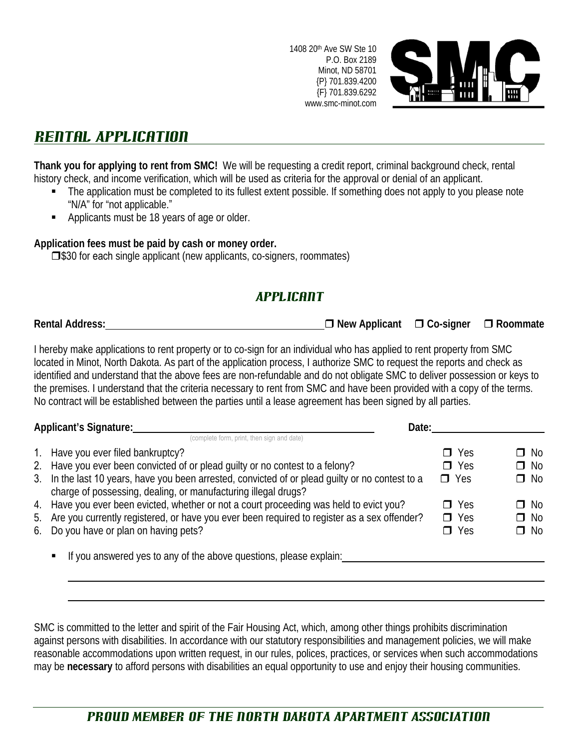1408 20th Ave SW Ste 10
P.O. Box 2189
Minot, ND 58701
{P} 701.839.4200
{F} 701.839.6292
www.smc-minot.com

SMC

# RENTAL APPLICATION

**Thank you for applying to rent from SMC!** We will be requesting a credit report, criminal background check, rental history check, and income verification, which will be used as criteria for the approval or denial of an applicant.

- The application must be completed to its fullest extent possible. If something does not apply to you please note "N/A" for "not applicable."
- Applicants must be 18 years of age or older.

**Application fees must be paid by cash or money order.**

❒ $30 for each single applicant (new applicants, co-signers, roommates)

## APPLICANT

**Rental Address:** \_\_\_\_\_\_\_\_\_\_\_\_\_\_\_\_\_\_\_\_\_\_\_\_\_\_\_\_\_\_ ❒ **New Applicant** ❒ **Co-signer** ❒ **Roommate**

I hereby make applications to rent property or to co-sign for an individual who has applied to rent property from SMC located in Minot, North Dakota. As part of the application process, I authorize SMC to request the reports and check as identified and understand that the above fees are non-refundable and do not obligate SMC to deliver possession or keys to the premises. I understand that the criteria necessary to rent from SMC and have been provided with a copy of the terms. No contract will be established between the parties until a lease agreement has been signed by all parties.

**Applicant's Signature:** \_\_\_\_\_\_\_\_\_\_\_\_\_\_\_\_\_\_\_\_\_\_\_\_\_\_\_\_\_\_ **Date:** \_\_\_\_\_\_\_\_\_\_\_\_\_\_\_\_
(complete form, print, then sign and date)

1. Have you ever filed bankruptcy? ❒ Yes ❒ No
2. Have you ever been convicted of or plead guilty or no contest to a felony? ❒ Yes ❒ No
3. In the last 10 years, have you been arrested, convicted of or plead guilty or no contest to a charge of possessing, dealing, or manufacturing illegal drugs? ❒ Yes ❒ No
4. Have you ever been evicted, whether or not a court proceeding was held to evict you? ❒ Yes ❒ No
5. Are you currently registered, or have you ever been required to register as a sex offender? ❒ Yes ❒ No
6. Do you have or plan on having pets? ❒ Yes ❒ No

- If you answered yes to any of the above questions, please explain: \_\_\_\_\_\_\_\_\_\_\_\_\_\_\_\_\_\_\_\_\_\_\_\_\_\_\_\_\_\_

SMC is committed to the letter and spirit of the Fair Housing Act, which, among other things prohibits discrimination against persons with disabilities. In accordance with our statutory responsibilities and management policies, we will make reasonable accommodations upon written request, in our rules, polices, practices, or services when such accommodations may be **necessary** to afford persons with disabilities an equal opportunity to use and enjoy their housing communities.

PROUD MEMBER OF THE NORTH DAKOTA APARTMENT ASSOCIATION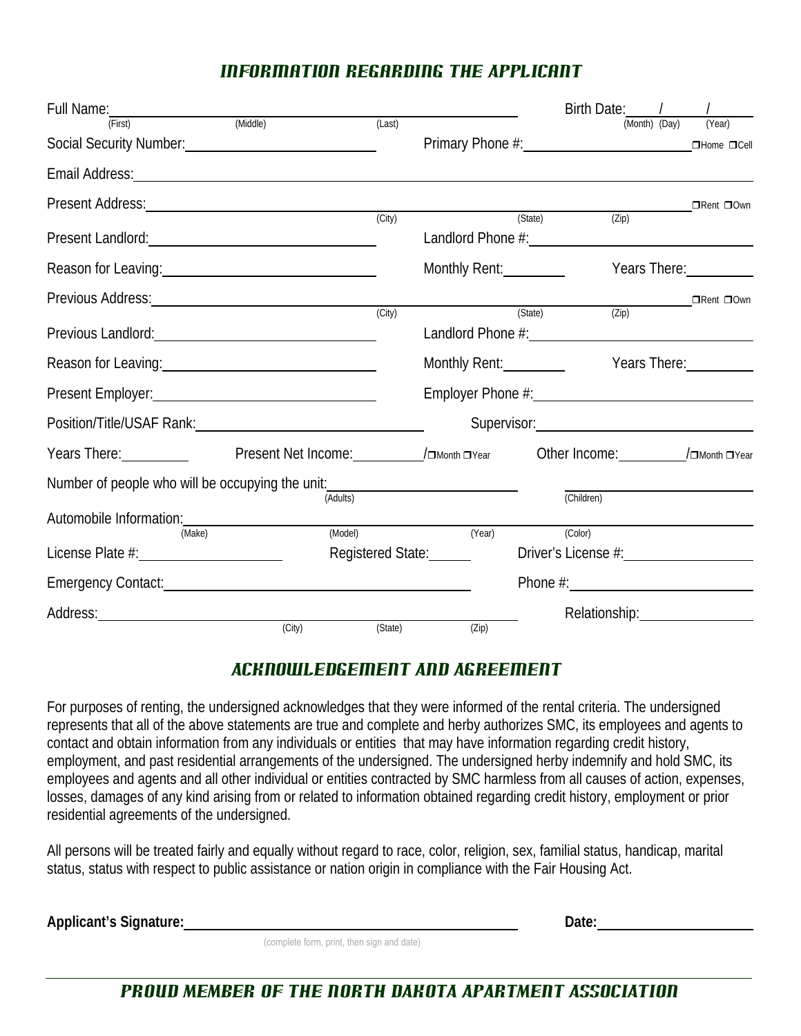## INFORMATION REGARDING THE APPLICANT

Full Name: ______________________________ (First) (Middle) (Last)  Birth Date: ____/____/____ (Month) (Day) (Year)

Social Security Number: ____________________  Primary Phone #: ____________________ ❒Home ❒Cell

Email Address: ________________________________________

Present Address: ____________________ (City) (State) (Zip) ❒Rent ❒Own

Present Landlord: ____________________  Landlord Phone #: ____________________

Reason for Leaving: ____________________  Monthly Rent: ________  Years There: ________

Previous Address: ____________________ (City) (State) (Zip) ❒Rent ❒Own

Previous Landlord: ____________________  Landlord Phone #: ____________________

Reason for Leaving: ____________________  Monthly Rent: ________  Years There: ________

Present Employer: ____________________  Employer Phone #: ____________________

Position/Title/USAF Rank: ____________________  Supervisor: ____________________

Years There: ________  Present Net Income: ________/❒Month ❒Year  Other Income: ________/❒Month ❒Year

Number of people who will be occupying the unit: ________ (Adults) ________ (Children)

Automobile Information: ____________________ (Make) (Model) (Year) (Color)

License Plate #: ____________  Registered State: ______  Driver's License #: ____________

Emergency Contact: ____________________  Phone #: ____________________

Address: ____________________ (City) (State) (Zip)  Relationship: ____________

## ACKNOWLEDGEMENT AND AGREEMENT

For purposes of renting, the undersigned acknowledges that they were informed of the rental criteria. The undersigned represents that all of the above statements are true and complete and herby authorizes SMC, its employees and agents to contact and obtain information from any individuals or entities that may have information regarding credit history, employment, and past residential arrangements of the undersigned. The undersigned herby indemnify and hold SMC, its employees and agents and all other individual or entities contracted by SMC harmless from all causes of action, expenses, losses, damages of any kind arising from or related to information obtained regarding credit history, employment or prior residential agreements of the undersigned.

All persons will be treated fairly and equally without regard to race, color, religion, sex, familial status, handicap, marital status, status with respect to public assistance or nation origin in compliance with the Fair Housing Act.

**Applicant's Signature:** ______________________________  **Date:** ____________

(complete form, print, then sign and date)

### PROUD MEMBER OF THE NORTH DAKOTA APARTMENT ASSOCIATION